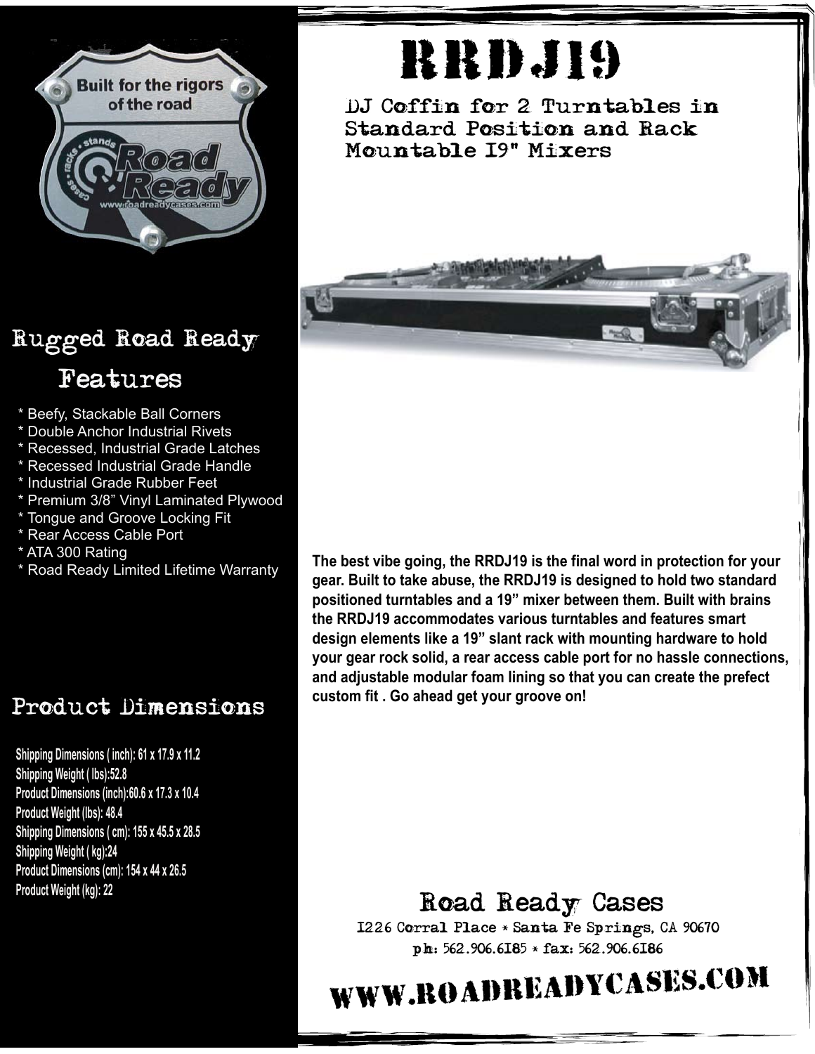# RRDJ19

## DJ Coffin for 2 Turntables in Standard Position and Rack Mountable 19" Mixers

## Rugged Road Ready Features

* Beefy, Stackable Ball Corners
* Double Anchor Industrial Rivets
* Recessed, Industrial Grade Latches
* Recessed Industrial Grade Handle
* Industrial Grade Rubber Feet
* Premium 3/8" Vinyl Laminated Plywood
* Tongue and Groove Locking Fit
* Rear Access Cable Port
* ATA 300 Rating
* Road Ready Limited Lifetime Warranty

**The best vibe going, the RRDJ19 is the final word in protection for your gear. Built to take abuse, the RRDJ19 is designed to hold two standard positioned turntables and a 19" mixer between them. Built with brains the RRDJ19 accommodates various turntables and features smart design elements like a 19" slant rack with mounting hardware to hold your gear rock solid, a rear access cable port for no hassle connections, and adjustable modular foam lining so that you can create the prefect custom fit . Go ahead get your groove on!**

## Product Dimensions

**Shipping Dimensions ( inch): 61 x 17.9 x 11.2**
**Shipping Weight ( lbs):52.8**
**Product Dimensions (inch):60.6 x 17.3 x 10.4**
**Product Weight (lbs): 48.4**
**Shipping Dimensions ( cm): 155 x 45.5 x 28.5**
**Shipping Weight ( kg):24**
**Product Dimensions (cm): 154 x 44 x 26.5**
**Product Weight (kg): 22**

## Road Ready Cases

1226 Corral Place * Santa Fe Springs, CA 90670
ph: 562.906.6185 * fax: 562.906.6186

**WWW.ROADREADYCASES.COM**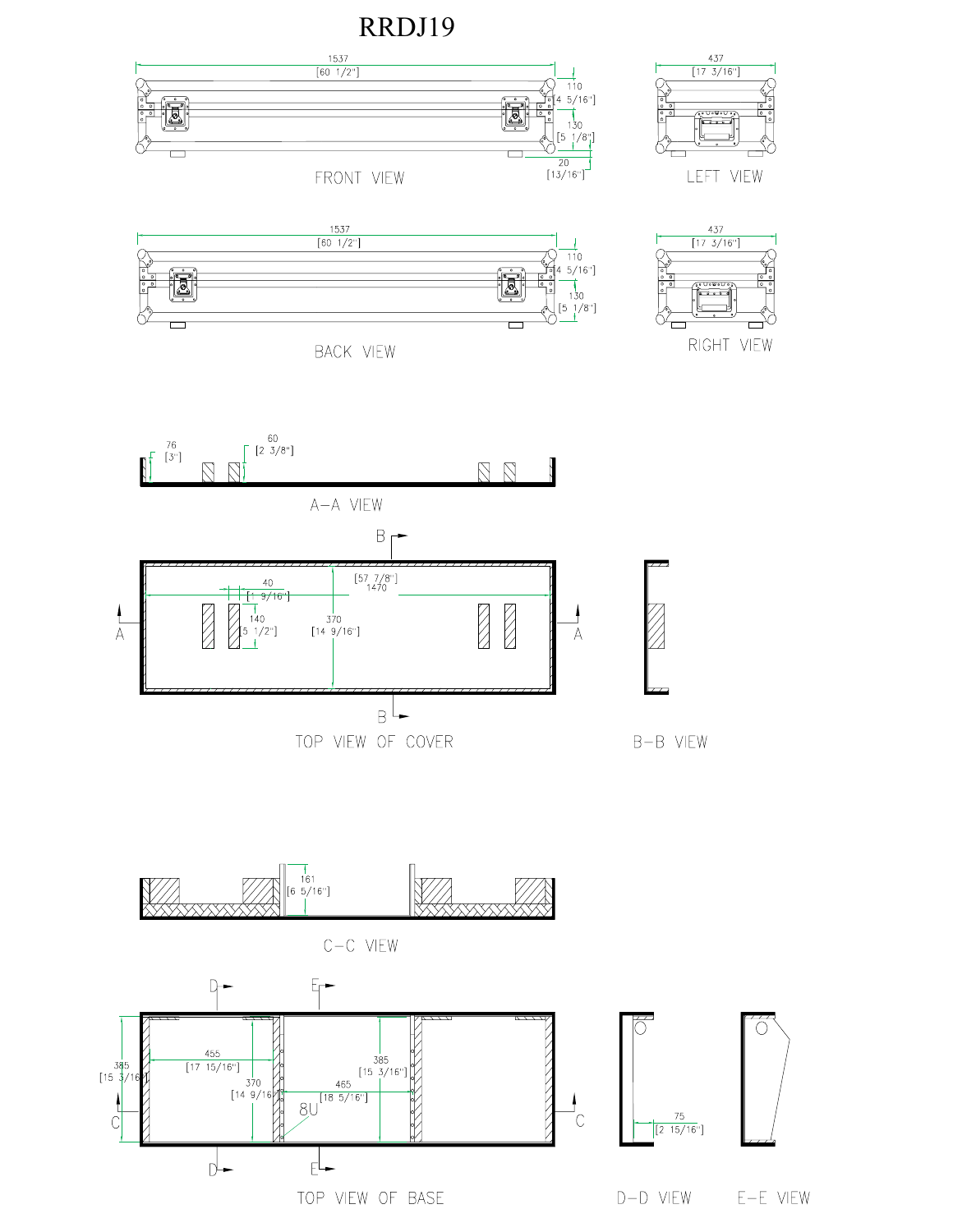# RRDJ19

1537
[60 1/2"]
110
[4 5/16"]
130
[5 1/8"]
20
[13/16"]

FRONT VIEW

437
[17 3/16"]

LEFT VIEW

1537
[60 1/2"]
110
[4 5/16"]
130
[5 1/8"]

BACK VIEW

437
[17 3/16"]

RIGHT VIEW

76
[3"]
60
[2 3/8"]

A–A VIEW

B
[57 7/8"]
1470
40
[1 9/16"]
140
[5 1/2"]
370
[14 9/16"]
A
A
B

TOP VIEW OF COVER

B–B VIEW

161
[6 5/16"]

C–C VIEW

D
E
385
[15 3/16"]
455
[17 15/16"]
370
[14 9/16"]
465
[18 5/16"]
385
[15 3/16"]
8U
C
C
D
E

TOP VIEW OF BASE

75
[2 15/16"]

D–D VIEW

E–E VIEW